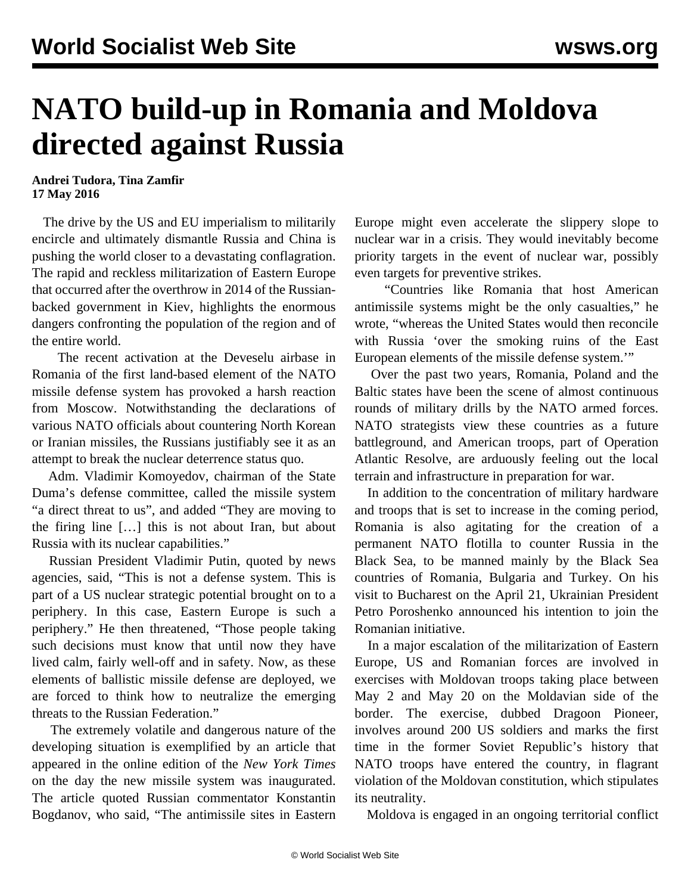# NATO build-up in Romania and Moldova directed against Russia

**Andrei Tudora, Tina Zamfir**
**17 May 2016**

The drive by the US and EU imperialism to militarily encircle and ultimately dismantle Russia and China is pushing the world closer to a devastating conflagration. The rapid and reckless militarization of Eastern Europe that occurred after the overthrow in 2014 of the Russian-backed government in Kiev, highlights the enormous dangers confronting the population of the region and of the entire world.

The recent activation at the Deveselu airbase in Romania of the first land-based element of the NATO missile defense system has provoked a harsh reaction from Moscow. Notwithstanding the declarations of various NATO officials about countering North Korean or Iranian missiles, the Russians justifiably see it as an attempt to break the nuclear deterrence status quo.

Adm. Vladimir Komoyedov, chairman of the State Duma's defense committee, called the missile system "a direct threat to us", and added "They are moving to the firing line […] this is not about Iran, but about Russia with its nuclear capabilities."

Russian President Vladimir Putin, quoted by news agencies, said, "This is not a defense system. This is part of a US nuclear strategic potential brought on to a periphery. In this case, Eastern Europe is such a periphery." He then threatened, "Those people taking such decisions must know that until now they have lived calm, fairly well-off and in safety. Now, as these elements of ballistic missile defense are deployed, we are forced to think how to neutralize the emerging threats to the Russian Federation."

The extremely volatile and dangerous nature of the developing situation is exemplified by an article that appeared in the online edition of the *New York Times* on the day the new missile system was inaugurated. The article quoted Russian commentator Konstantin Bogdanov, who said, "The antimissile sites in Eastern Europe might even accelerate the slippery slope to nuclear war in a crisis. They would inevitably become priority targets in the event of nuclear war, possibly even targets for preventive strikes.

"Countries like Romania that host American antimissile systems might be the only casualties," he wrote, "whereas the United States would then reconcile with Russia 'over the smoking ruins of the East European elements of the missile defense system.'"

Over the past two years, Romania, Poland and the Baltic states have been the scene of almost continuous rounds of military drills by the NATO armed forces. NATO strategists view these countries as a future battleground, and American troops, part of Operation Atlantic Resolve, are arduously feeling out the local terrain and infrastructure in preparation for war.

In addition to the concentration of military hardware and troops that is set to increase in the coming period, Romania is also agitating for the creation of a permanent NATO flotilla to counter Russia in the Black Sea, to be manned mainly by the Black Sea countries of Romania, Bulgaria and Turkey. On his visit to Bucharest on the April 21, Ukrainian President Petro Poroshenko announced his intention to join the Romanian initiative.

In a major escalation of the militarization of Eastern Europe, US and Romanian forces are involved in exercises with Moldovan troops taking place between May 2 and May 20 on the Moldavian side of the border. The exercise, dubbed Dragoon Pioneer, involves around 200 US soldiers and marks the first time in the former Soviet Republic's history that NATO troops have entered the country, in flagrant violation of the Moldovan constitution, which stipulates its neutrality.

Moldova is engaged in an ongoing territorial conflict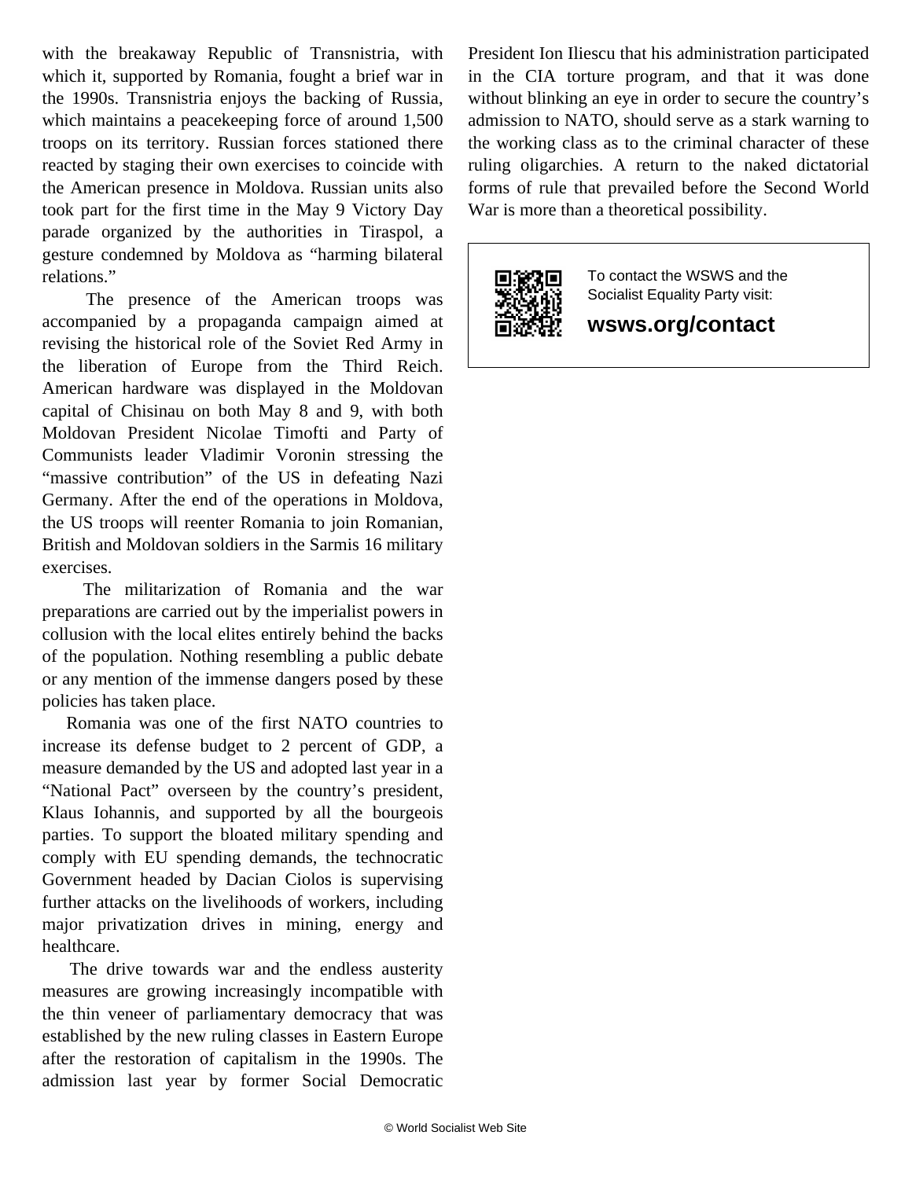with the breakaway Republic of Transnistria, with which it, supported by Romania, fought a brief war in the 1990s. Transnistria enjoys the backing of Russia, which maintains a peacekeeping force of around 1,500 troops on its territory. Russian forces stationed there reacted by staging their own exercises to coincide with the American presence in Moldova. Russian units also took part for the first time in the May 9 Victory Day parade organized by the authorities in Tiraspol, a gesture condemned by Moldova as "harming bilateral relations."

The presence of the American troops was accompanied by a propaganda campaign aimed at revising the historical role of the Soviet Red Army in the liberation of Europe from the Third Reich. American hardware was displayed in the Moldovan capital of Chisinau on both May 8 and 9, with both Moldovan President Nicolae Timofti and Party of Communists leader Vladimir Voronin stressing the "massive contribution" of the US in defeating Nazi Germany. After the end of the operations in Moldova, the US troops will reenter Romania to join Romanian, British and Moldovan soldiers in the Sarmis 16 military exercises.

The militarization of Romania and the war preparations are carried out by the imperialist powers in collusion with the local elites entirely behind the backs of the population. Nothing resembling a public debate or any mention of the immense dangers posed by these policies has taken place.

Romania was one of the first NATO countries to increase its defense budget to 2 percent of GDP, a measure demanded by the US and adopted last year in a "National Pact" overseen by the country's president, Klaus Iohannis, and supported by all the bourgeois parties. To support the bloated military spending and comply with EU spending demands, the technocratic Government headed by Dacian Ciolos is supervising further attacks on the livelihoods of workers, including major privatization drives in mining, energy and healthcare.

The drive towards war and the endless austerity measures are growing increasingly incompatible with the thin veneer of parliamentary democracy that was established by the new ruling classes in Eastern Europe after the restoration of capitalism in the 1990s. The admission last year by former Social Democratic President Ion Iliescu that his administration participated in the CIA torture program, and that it was done without blinking an eye in order to secure the country's admission to NATO, should serve as a stark warning to the working class as to the criminal character of these ruling oligarchies. A return to the naked dictatorial forms of rule that prevailed before the Second World War is more than a theoretical possibility.

To contact the WSWS and the Socialist Equality Party visit:

**wsws.org/contact**